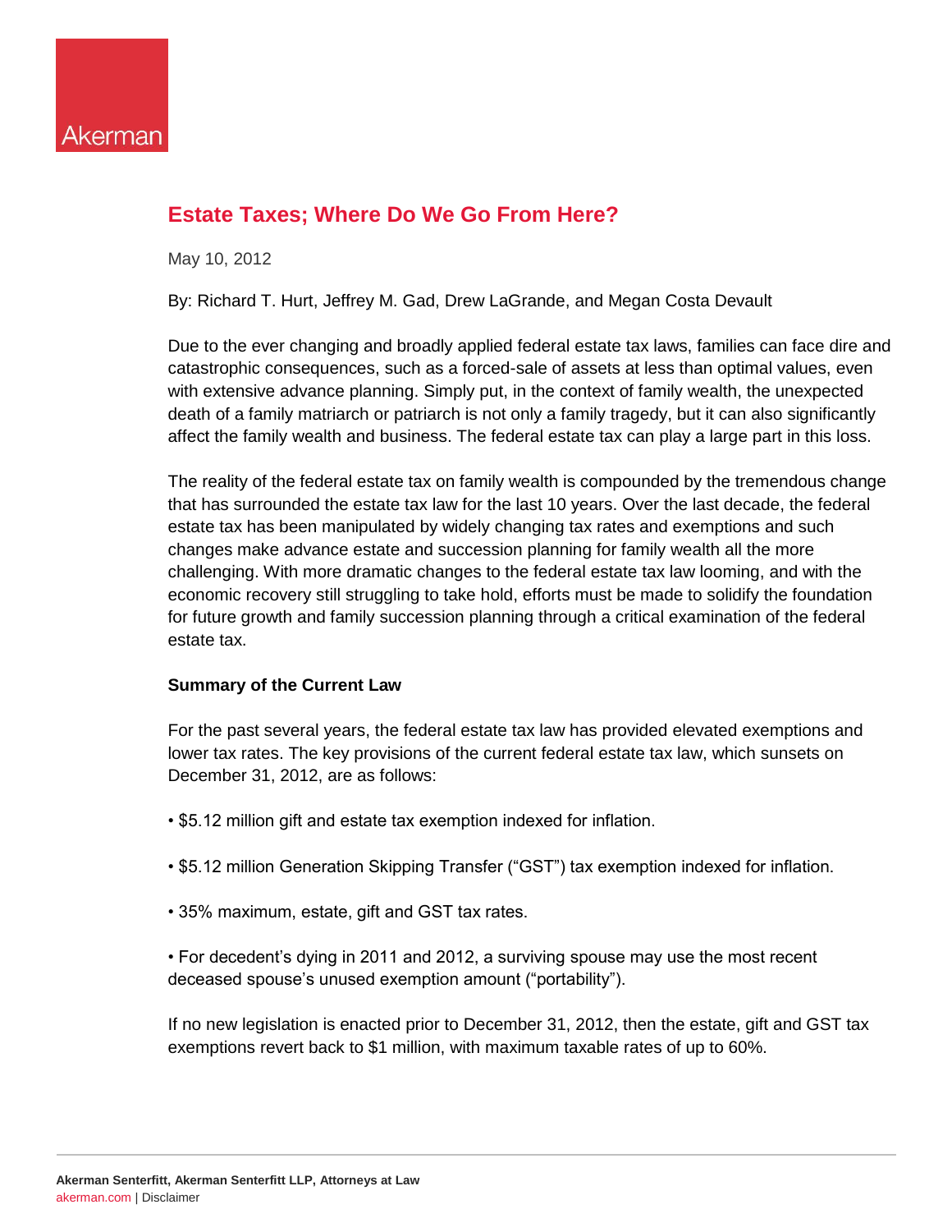Akerman

# Estate Taxes; Where Do We Go From Here?

May 10, 2012

By: Richard T. Hurt, Jeffrey M. Gad, Drew LaGrande, and Megan Costa Devault

Due to the ever changing and broadly applied federal estate tax laws, families can face dire and catastrophic consequences, such as a forced-sale of assets at less than optimal values, even with extensive advance planning. Simply put, in the context of family wealth, the unexpected death of a family matriarch or patriarch is not only a family tragedy, but it can also significantly affect the family wealth and business. The federal estate tax can play a large part in this loss.

The reality of the federal estate tax on family wealth is compounded by the tremendous change that has surrounded the estate tax law for the last 10 years. Over the last decade, the federal estate tax has been manipulated by widely changing tax rates and exemptions and such changes make advance estate and succession planning for family wealth all the more challenging. With more dramatic changes to the federal estate tax law looming, and with the economic recovery still struggling to take hold, efforts must be made to solidify the foundation for future growth and family succession planning through a critical examination of the federal estate tax.

**Summary of the Current Law**

For the past several years, the federal estate tax law has provided elevated exemptions and lower tax rates. The key provisions of the current federal estate tax law, which sunsets on December 31, 2012, are as follows:

• $5.12 million gift and estate tax exemption indexed for inflation.

• $5.12 million Generation Skipping Transfer ("GST") tax exemption indexed for inflation.

• 35% maximum, estate, gift and GST tax rates.

• For decedent's dying in 2011 and 2012, a surviving spouse may use the most recent deceased spouse's unused exemption amount ("portability").

If no new legislation is enacted prior to December 31, 2012, then the estate, gift and GST tax exemptions revert back to $1 million, with maximum taxable rates of up to 60%.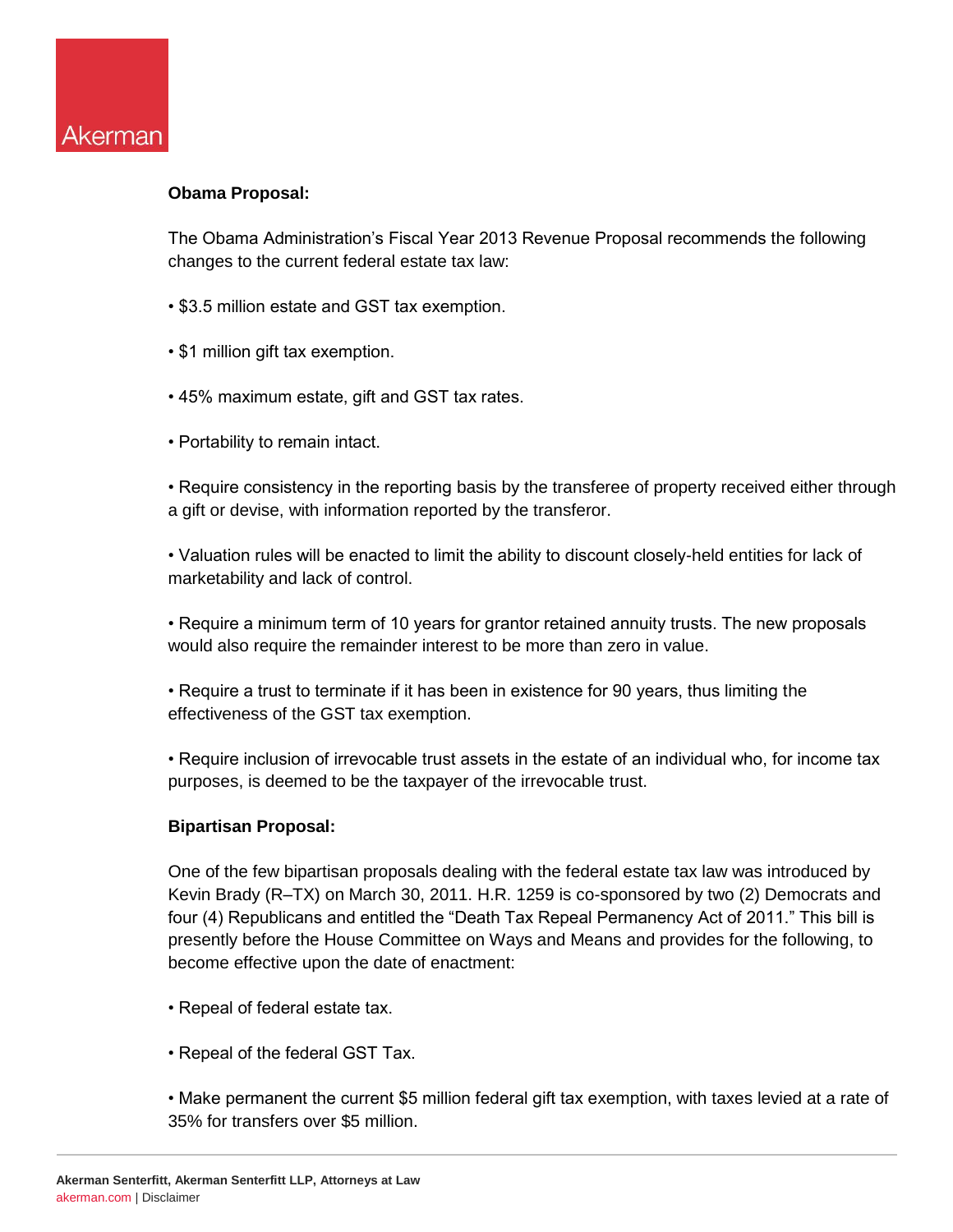**Obama Proposal:**

The Obama Administration's Fiscal Year 2013 Revenue Proposal recommends the following changes to the current federal estate tax law:

- $3.5 million estate and GST tax exemption.
- $1 million gift tax exemption.
- 45% maximum estate, gift and GST tax rates.
- Portability to remain intact.
- Require consistency in the reporting basis by the transferee of property received either through a gift or devise, with information reported by the transferor.
- Valuation rules will be enacted to limit the ability to discount closely-held entities for lack of marketability and lack of control.
- Require a minimum term of 10 years for grantor retained annuity trusts. The new proposals would also require the remainder interest to be more than zero in value.
- Require a trust to terminate if it has been in existence for 90 years, thus limiting the effectiveness of the GST tax exemption.
- Require inclusion of irrevocable trust assets in the estate of an individual who, for income tax purposes, is deemed to be the taxpayer of the irrevocable trust.

**Bipartisan Proposal:**

One of the few bipartisan proposals dealing with the federal estate tax law was introduced by Kevin Brady (R–TX) on March 30, 2011. H.R. 1259 is co-sponsored by two (2) Democrats and four (4) Republicans and entitled the "Death Tax Repeal Permanency Act of 2011." This bill is presently before the House Committee on Ways and Means and provides for the following, to become effective upon the date of enactment:

- Repeal of federal estate tax.
- Repeal of the federal GST Tax.
- Make permanent the current $5 million federal gift tax exemption, with taxes levied at a rate of 35% for transfers over $5 million.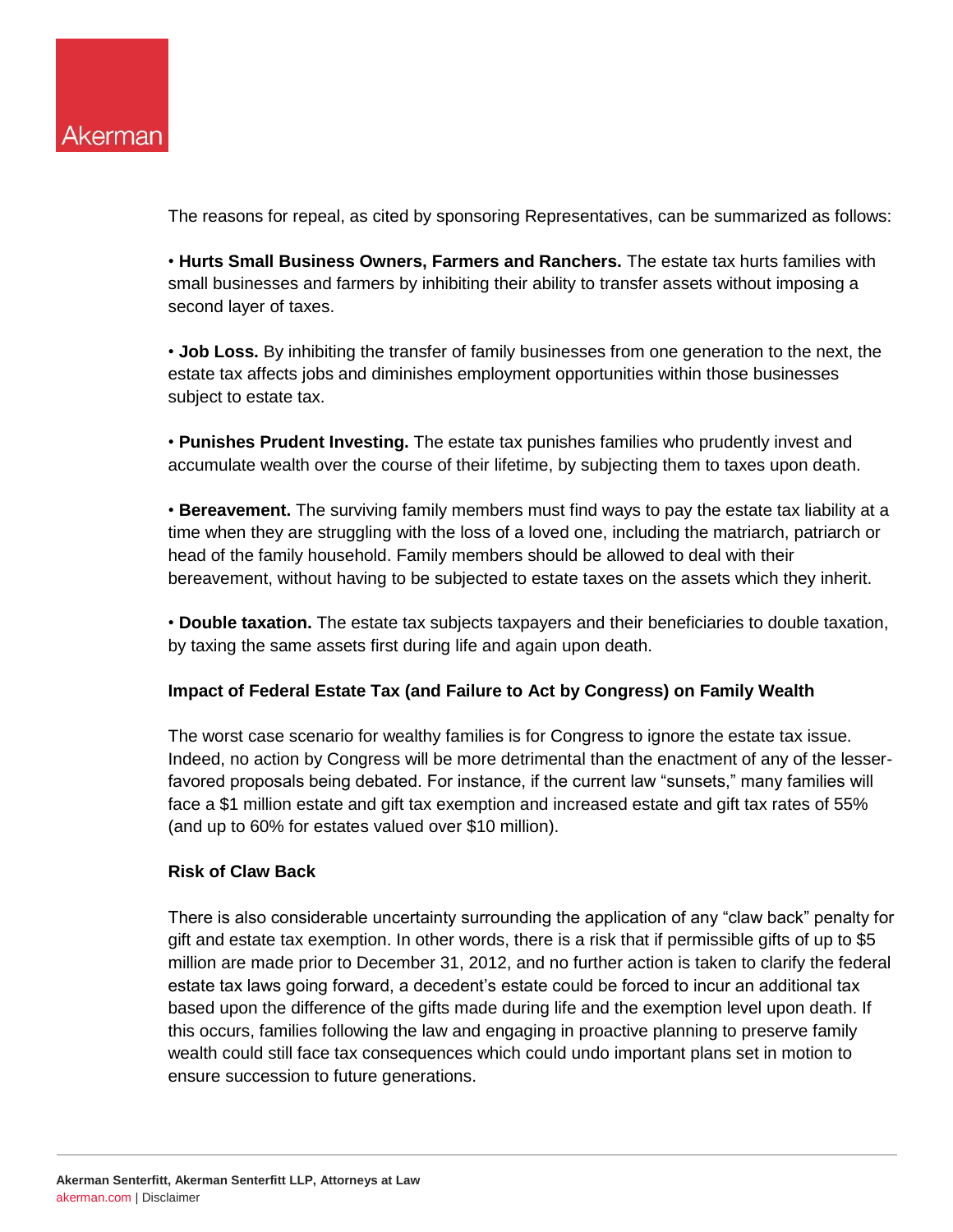The reasons for repeal, as cited by sponsoring Representatives, can be summarized as follows:

• **Hurts Small Business Owners, Farmers and Ranchers.** The estate tax hurts families with small businesses and farmers by inhibiting their ability to transfer assets without imposing a second layer of taxes.

• **Job Loss.** By inhibiting the transfer of family businesses from one generation to the next, the estate tax affects jobs and diminishes employment opportunities within those businesses subject to estate tax.

• **Punishes Prudent Investing.** The estate tax punishes families who prudently invest and accumulate wealth over the course of their lifetime, by subjecting them to taxes upon death.

• **Bereavement.** The surviving family members must find ways to pay the estate tax liability at a time when they are struggling with the loss of a loved one, including the matriarch, patriarch or head of the family household. Family members should be allowed to deal with their bereavement, without having to be subjected to estate taxes on the assets which they inherit.

• **Double taxation.** The estate tax subjects taxpayers and their beneficiaries to double taxation, by taxing the same assets first during life and again upon death.

**Impact of Federal Estate Tax (and Failure to Act by Congress) on Family Wealth**

The worst case scenario for wealthy families is for Congress to ignore the estate tax issue. Indeed, no action by Congress will be more detrimental than the enactment of any of the lesser-favored proposals being debated. For instance, if the current law "sunsets," many families will face a $1 million estate and gift tax exemption and increased estate and gift tax rates of 55% (and up to 60% for estates valued over $10 million).

**Risk of Claw Back**

There is also considerable uncertainty surrounding the application of any "claw back" penalty for gift and estate tax exemption. In other words, there is a risk that if permissible gifts of up to $5 million are made prior to December 31, 2012, and no further action is taken to clarify the federal estate tax laws going forward, a decedent's estate could be forced to incur an additional tax based upon the difference of the gifts made during life and the exemption level upon death. If this occurs, families following the law and engaging in proactive planning to preserve family wealth could still face tax consequences which could undo important plans set in motion to ensure succession to future generations.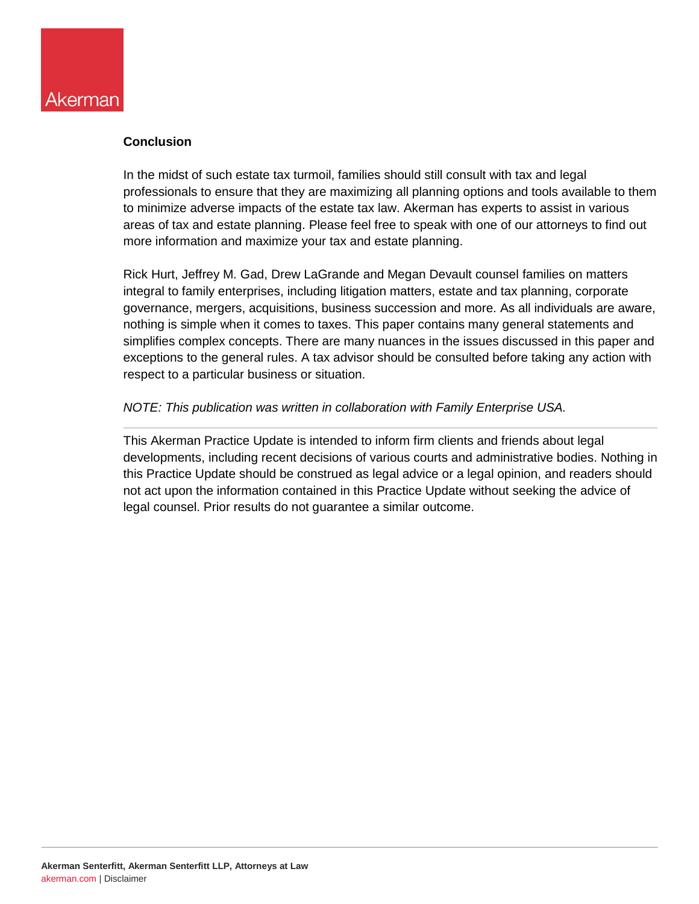## Conclusion

In the midst of such estate tax turmoil, families should still consult with tax and legal professionals to ensure that they are maximizing all planning options and tools available to them to minimize adverse impacts of the estate tax law. Akerman has experts to assist in various areas of tax and estate planning. Please feel free to speak with one of our attorneys to find out more information and maximize your tax and estate planning.

Rick Hurt, Jeffrey M. Gad, Drew LaGrande and Megan Devault counsel families on matters integral to family enterprises, including litigation matters, estate and tax planning, corporate governance, mergers, acquisitions, business succession and more. As all individuals are aware, nothing is simple when it comes to taxes. This paper contains many general statements and simplifies complex concepts. There are many nuances in the issues discussed in this paper and exceptions to the general rules. A tax advisor should be consulted before taking any action with respect to a particular business or situation.

*NOTE: This publication was written in collaboration with Family Enterprise USA.*

---

This Akerman Practice Update is intended to inform firm clients and friends about legal developments, including recent decisions of various courts and administrative bodies. Nothing in this Practice Update should be construed as legal advice or a legal opinion, and readers should not act upon the information contained in this Practice Update without seeking the advice of legal counsel. Prior results do not guarantee a similar outcome.

**Akerman Senterfitt, Akerman Senterfitt LLP, Attorneys at Law**
akerman.com | Disclaimer